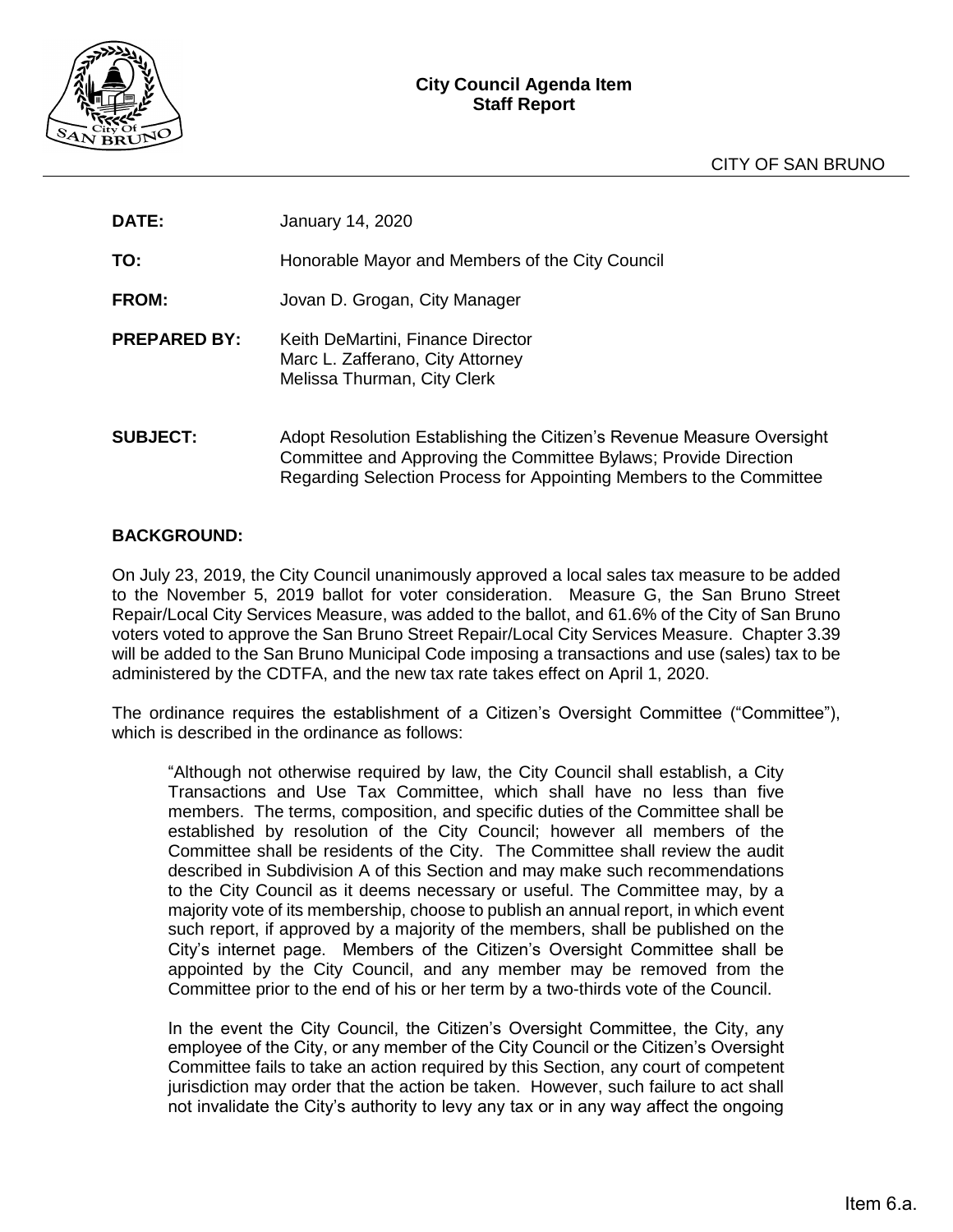**City Council Agenda Item**
**Staff Report**

CITY OF SAN BRUNO

---

**DATE:** January 14, 2020

**TO:** Honorable Mayor and Members of the City Council

**FROM:** Jovan D. Grogan, City Manager

**PREPARED BY:** Keith DeMartini, Finance Director
Marc L. Zafferano, City Attorney
Melissa Thurman, City Clerk

**SUBJECT:** Adopt Resolution Establishing the Citizen's Revenue Measure Oversight Committee and Approving the Committee Bylaws; Provide Direction Regarding Selection Process for Appointing Members to the Committee

**BACKGROUND:**

On July 23, 2019, the City Council unanimously approved a local sales tax measure to be added to the November 5, 2019 ballot for voter consideration. Measure G, the San Bruno Street Repair/Local City Services Measure, was added to the ballot, and 61.6% of the City of San Bruno voters voted to approve the San Bruno Street Repair/Local City Services Measure. Chapter 3.39 will be added to the San Bruno Municipal Code imposing a transactions and use (sales) tax to be administered by the CDTFA, and the new tax rate takes effect on April 1, 2020.

The ordinance requires the establishment of a Citizen's Oversight Committee ("Committee"), which is described in the ordinance as follows:

> "Although not otherwise required by law, the City Council shall establish, a City Transactions and Use Tax Committee, which shall have no less than five members. The terms, composition, and specific duties of the Committee shall be established by resolution of the City Council; however all members of the Committee shall be residents of the City. The Committee shall review the audit described in Subdivision A of this Section and may make such recommendations to the City Council as it deems necessary or useful. The Committee may, by a majority vote of its membership, choose to publish an annual report, in which event such report, if approved by a majority of the members, shall be published on the City's internet page. Members of the Citizen's Oversight Committee shall be appointed by the City Council, and any member may be removed from the Committee prior to the end of his or her term by a two-thirds vote of the Council.
>
> In the event the City Council, the Citizen's Oversight Committee, the City, any employee of the City, or any member of the City Council or the Citizen's Oversight Committee fails to take an action required by this Section, any court of competent jurisdiction may order that the action be taken. However, such failure to act shall not invalidate the City's authority to levy any tax or in any way affect the ongoing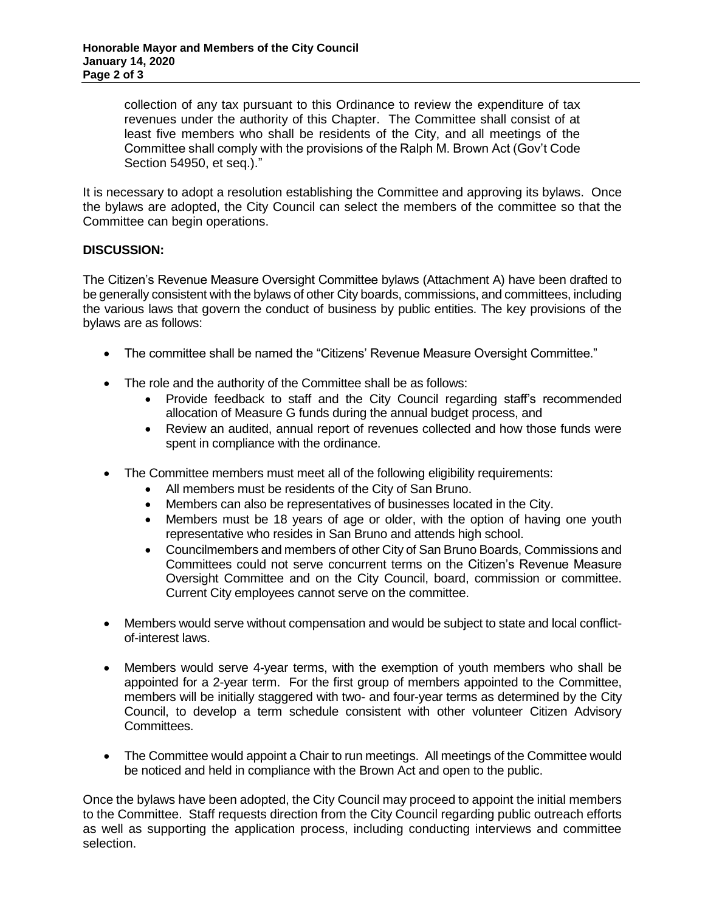collection of any tax pursuant to this Ordinance to review the expenditure of tax revenues under the authority of this Chapter. The Committee shall consist of at least five members who shall be residents of the City, and all meetings of the Committee shall comply with the provisions of the Ralph M. Brown Act (Gov't Code Section 54950, et seq.)."

It is necessary to adopt a resolution establishing the Committee and approving its bylaws. Once the bylaws are adopted, the City Council can select the members of the committee so that the Committee can begin operations.

**DISCUSSION:**

The Citizen's Revenue Measure Oversight Committee bylaws (Attachment A) have been drafted to be generally consistent with the bylaws of other City boards, commissions, and committees, including the various laws that govern the conduct of business by public entities. The key provisions of the bylaws are as follows:

- The committee shall be named the "Citizens' Revenue Measure Oversight Committee."
- The role and the authority of the Committee shall be as follows:
  - Provide feedback to staff and the City Council regarding staff's recommended allocation of Measure G funds during the annual budget process, and
  - Review an audited, annual report of revenues collected and how those funds were spent in compliance with the ordinance.
- The Committee members must meet all of the following eligibility requirements:
  - All members must be residents of the City of San Bruno.
  - Members can also be representatives of businesses located in the City.
  - Members must be 18 years of age or older, with the option of having one youth representative who resides in San Bruno and attends high school.
  - Councilmembers and members of other City of San Bruno Boards, Commissions and Committees could not serve concurrent terms on the Citizen's Revenue Measure Oversight Committee and on the City Council, board, commission or committee. Current City employees cannot serve on the committee.
- Members would serve without compensation and would be subject to state and local conflict-of-interest laws.
- Members would serve 4-year terms, with the exemption of youth members who shall be appointed for a 2-year term. For the first group of members appointed to the Committee, members will be initially staggered with two- and four-year terms as determined by the City Council, to develop a term schedule consistent with other volunteer Citizen Advisory Committees.
- The Committee would appoint a Chair to run meetings. All meetings of the Committee would be noticed and held in compliance with the Brown Act and open to the public.

Once the bylaws have been adopted, the City Council may proceed to appoint the initial members to the Committee. Staff requests direction from the City Council regarding public outreach efforts as well as supporting the application process, including conducting interviews and committee selection.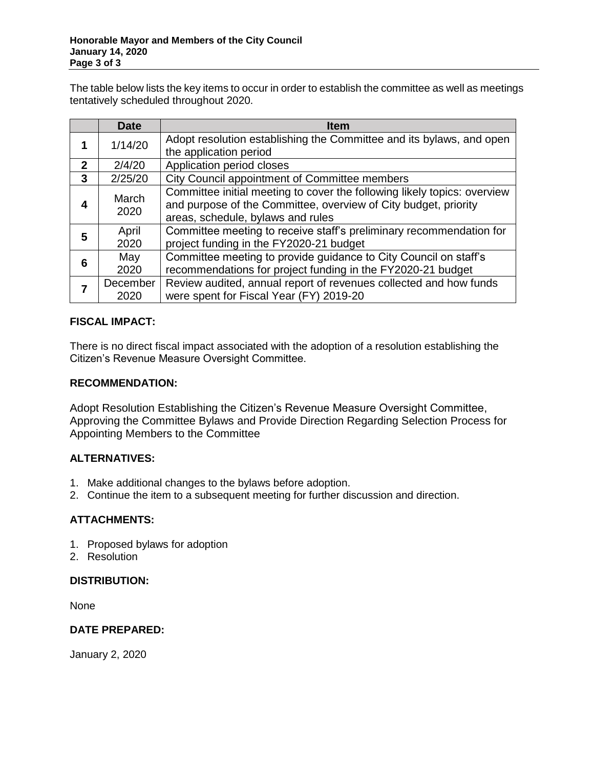The table below lists the key items to occur in order to establish the committee as well as meetings tentatively scheduled throughout 2020.

| | Date | Item |
|---|---|---|
| **1** | 1/14/20 | Adopt resolution establishing the Committee and its bylaws, and open the application period |
| **2** | 2/4/20 | Application period closes |
| **3** | 2/25/20 | City Council appointment of Committee members |
| **4** | March 2020 | Committee initial meeting to cover the following likely topics: overview and purpose of the Committee, overview of City budget, priority areas, schedule, bylaws and rules |
| **5** | April 2020 | Committee meeting to receive staff's preliminary recommendation for project funding in the FY2020-21 budget |
| **6** | May 2020 | Committee meeting to provide guidance to City Council on staff's recommendations for project funding in the FY2020-21 budget |
| **7** | December 2020 | Review audited, annual report of revenues collected and how funds were spent for Fiscal Year (FY) 2019-20 |

**FISCAL IMPACT:**

There is no direct fiscal impact associated with the adoption of a resolution establishing the Citizen's Revenue Measure Oversight Committee.

**RECOMMENDATION:**

Adopt Resolution Establishing the Citizen's Revenue Measure Oversight Committee, Approving the Committee Bylaws and Provide Direction Regarding Selection Process for Appointing Members to the Committee

**ALTERNATIVES:**

1. Make additional changes to the bylaws before adoption.
2. Continue the item to a subsequent meeting for further discussion and direction.

**ATTACHMENTS:**

1. Proposed bylaws for adoption
2. Resolution

**DISTRIBUTION:**

None

**DATE PREPARED:**

January 2, 2020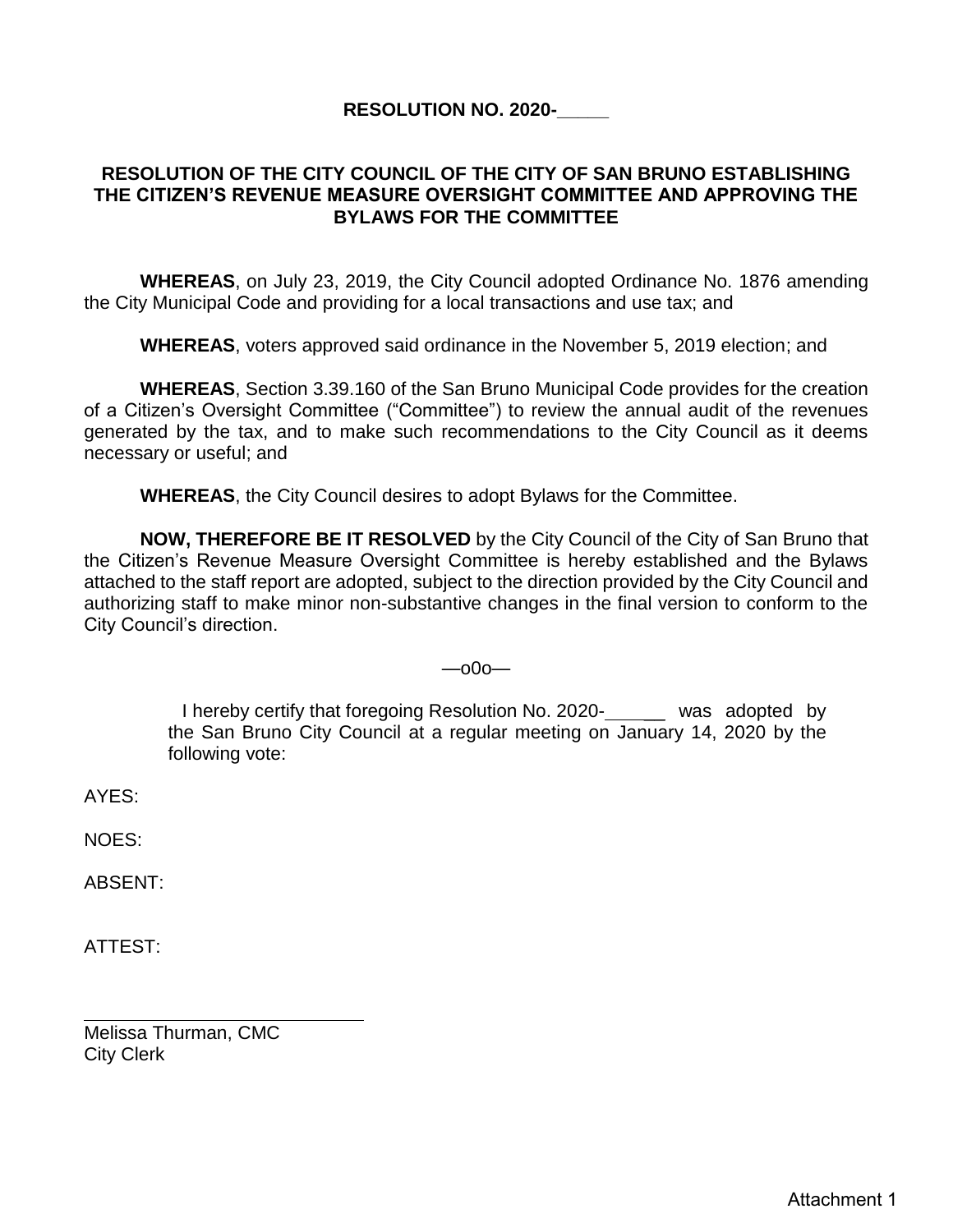**RESOLUTION NO. 2020-_____**

**RESOLUTION OF THE CITY COUNCIL OF THE CITY OF SAN BRUNO ESTABLISHING THE CITIZEN'S REVENUE MEASURE OVERSIGHT COMMITTEE AND APPROVING THE BYLAWS FOR THE COMMITTEE**

**WHEREAS**, on July 23, 2019, the City Council adopted Ordinance No. 1876 amending the City Municipal Code and providing for a local transactions and use tax; and

**WHEREAS**, voters approved said ordinance in the November 5, 2019 election; and

**WHEREAS**, Section 3.39.160 of the San Bruno Municipal Code provides for the creation of a Citizen's Oversight Committee ("Committee") to review the annual audit of the revenues generated by the tax, and to make such recommendations to the City Council as it deems necessary or useful; and

**WHEREAS**, the City Council desires to adopt Bylaws for the Committee.

**NOW, THEREFORE BE IT RESOLVED** by the City Council of the City of San Bruno that the Citizen's Revenue Measure Oversight Committee is hereby established and the Bylaws attached to the staff report are adopted, subject to the direction provided by the City Council and authorizing staff to make minor non-substantive changes in the final version to conform to the City Council's direction.

—o0o—

I hereby certify that foregoing Resolution No. 2020-______ was adopted by the San Bruno City Council at a regular meeting on January 14, 2020 by the following vote:

AYES:

NOES:

ABSENT:

ATTEST:

______________________________
Melissa Thurman, CMC
City Clerk

Attachment 1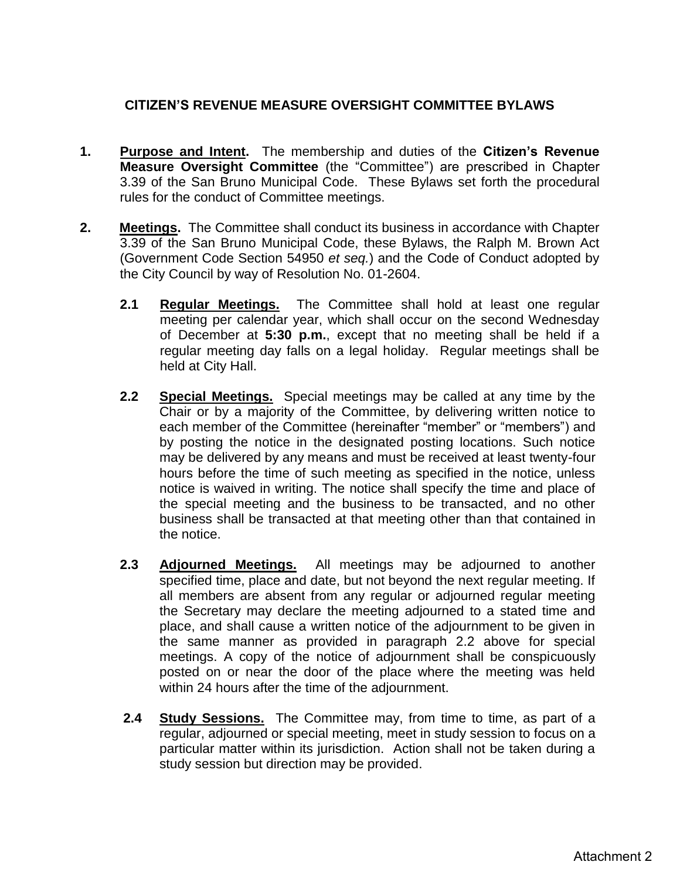# CITIZEN'S REVENUE MEASURE OVERSIGHT COMMITTEE BYLAWS

1. **Purpose and Intent.** The membership and duties of the **Citizen's Revenue Measure Oversight Committee** (the "Committee") are prescribed in Chapter 3.39 of the San Bruno Municipal Code. These Bylaws set forth the procedural rules for the conduct of Committee meetings.

2. **Meetings.** The Committee shall conduct its business in accordance with Chapter 3.39 of the San Bruno Municipal Code, these Bylaws, the Ralph M. Brown Act (Government Code Section 54950 *et seq.*) and the Code of Conduct adopted by the City Council by way of Resolution No. 01-2604.

   **2.1 Regular Meetings.** The Committee shall hold at least one regular meeting per calendar year, which shall occur on the second Wednesday of December at **5:30 p.m.**, except that no meeting shall be held if a regular meeting day falls on a legal holiday. Regular meetings shall be held at City Hall.

   **2.2 Special Meetings.** Special meetings may be called at any time by the Chair or by a majority of the Committee, by delivering written notice to each member of the Committee (hereinafter "member" or "members") and by posting the notice in the designated posting locations. Such notice may be delivered by any means and must be received at least twenty-four hours before the time of such meeting as specified in the notice, unless notice is waived in writing. The notice shall specify the time and place of the special meeting and the business to be transacted, and no other business shall be transacted at that meeting other than that contained in the notice.

   **2.3 Adjourned Meetings.** All meetings may be adjourned to another specified time, place and date, but not beyond the next regular meeting. If all members are absent from any regular or adjourned regular meeting the Secretary may declare the meeting adjourned to a stated time and place, and shall cause a written notice of the adjournment to be given in the same manner as provided in paragraph 2.2 above for special meetings. A copy of the notice of adjournment shall be conspicuously posted on or near the door of the place where the meeting was held within 24 hours after the time of the adjournment.

   **2.4 Study Sessions.** The Committee may, from time to time, as part of a regular, adjourned or special meeting, meet in study session to focus on a particular matter within its jurisdiction. Action shall not be taken during a study session but direction may be provided.

Attachment 2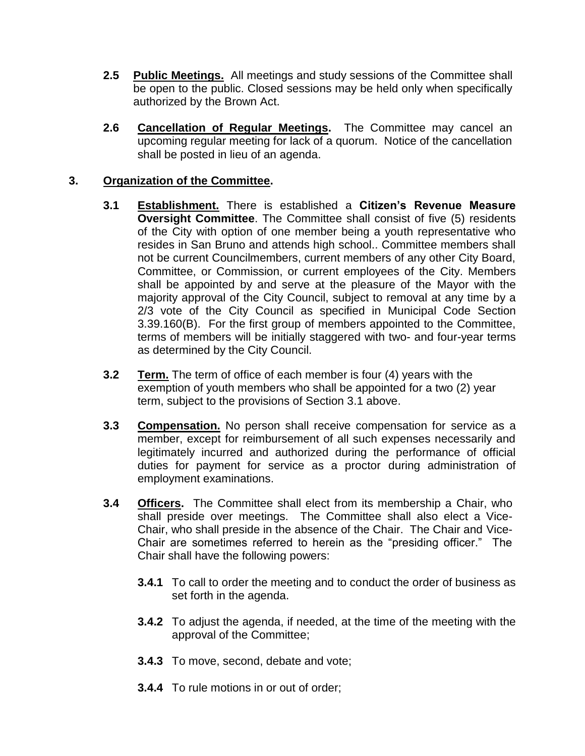**2.5** **Public Meetings.** All meetings and study sessions of the Committee shall be open to the public. Closed sessions may be held only when specifically authorized by the Brown Act.

**2.6** **Cancellation of Regular Meetings.** The Committee may cancel an upcoming regular meeting for lack of a quorum. Notice of the cancellation shall be posted in lieu of an agenda.

## 3. Organization of the Committee.

**3.1** **Establishment.** There is established a **Citizen's Revenue Measure Oversight Committee**. The Committee shall consist of five (5) residents of the City with option of one member being a youth representative who resides in San Bruno and attends high school.. Committee members shall not be current Councilmembers, current members of any other City Board, Committee, or Commission, or current employees of the City. Members shall be appointed by and serve at the pleasure of the Mayor with the majority approval of the City Council, subject to removal at any time by a 2/3 vote of the City Council as specified in Municipal Code Section 3.39.160(B). For the first group of members appointed to the Committee, terms of members will be initially staggered with two- and four-year terms as determined by the City Council.

**3.2** **Term.** The term of office of each member is four (4) years with the exemption of youth members who shall be appointed for a two (2) year term, subject to the provisions of Section 3.1 above.

**3.3** **Compensation.** No person shall receive compensation for service as a member, except for reimbursement of all such expenses necessarily and legitimately incurred and authorized during the performance of official duties for payment for service as a proctor during administration of employment examinations.

**3.4** **Officers.** The Committee shall elect from its membership a Chair, who shall preside over meetings. The Committee shall also elect a Vice-Chair, who shall preside in the absence of the Chair. The Chair and Vice-Chair are sometimes referred to herein as the "presiding officer." The Chair shall have the following powers:

**3.4.1** To call to order the meeting and to conduct the order of business as set forth in the agenda.

**3.4.2** To adjust the agenda, if needed, at the time of the meeting with the approval of the Committee;

**3.4.3** To move, second, debate and vote;

**3.4.4** To rule motions in or out of order;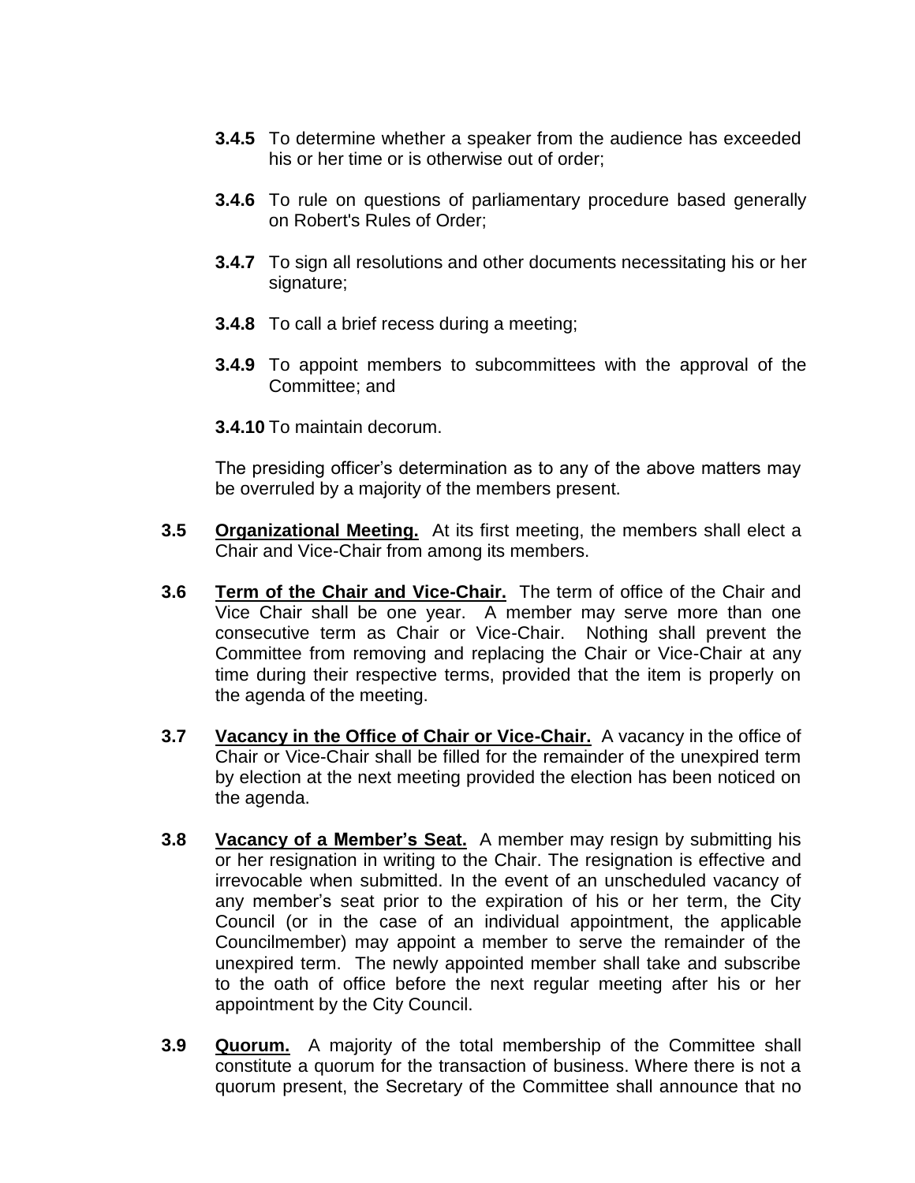**3.4.5** To determine whether a speaker from the audience has exceeded his or her time or is otherwise out of order;

**3.4.6** To rule on questions of parliamentary procedure based generally on Robert's Rules of Order;

**3.4.7** To sign all resolutions and other documents necessitating his or her signature;

**3.4.8** To call a brief recess during a meeting;

**3.4.9** To appoint members to subcommittees with the approval of the Committee; and

**3.4.10** To maintain decorum.

The presiding officer's determination as to any of the above matters may be overruled by a majority of the members present.

**3.5** **<u>Organizational Meeting.</u>** At its first meeting, the members shall elect a Chair and Vice-Chair from among its members.

**3.6** **<u>Term of the Chair and Vice-Chair.</u>** The term of office of the Chair and Vice Chair shall be one year. A member may serve more than one consecutive term as Chair or Vice-Chair. Nothing shall prevent the Committee from removing and replacing the Chair or Vice-Chair at any time during their respective terms, provided that the item is properly on the agenda of the meeting.

**3.7** **<u>Vacancy in the Office of Chair or Vice-Chair.</u>** A vacancy in the office of Chair or Vice-Chair shall be filled for the remainder of the unexpired term by election at the next meeting provided the election has been noticed on the agenda.

**3.8** **<u>Vacancy of a Member's Seat.</u>** A member may resign by submitting his or her resignation in writing to the Chair. The resignation is effective and irrevocable when submitted. In the event of an unscheduled vacancy of any member's seat prior to the expiration of his or her term, the City Council (or in the case of an individual appointment, the applicable Councilmember) may appoint a member to serve the remainder of the unexpired term. The newly appointed member shall take and subscribe to the oath of office before the next regular meeting after his or her appointment by the City Council.

**3.9** **<u>Quorum.</u>** A majority of the total membership of the Committee shall constitute a quorum for the transaction of business. Where there is not a quorum present, the Secretary of the Committee shall announce that no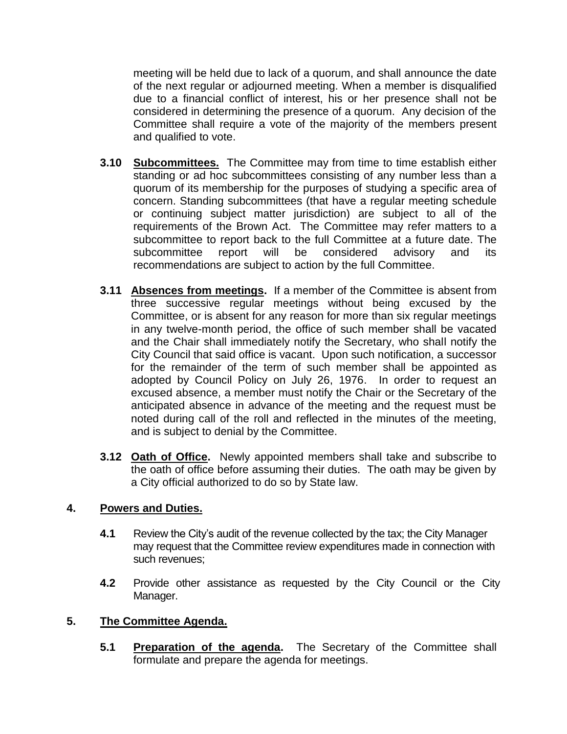meeting will be held due to lack of a quorum, and shall announce the date of the next regular or adjourned meeting. When a member is disqualified due to a financial conflict of interest, his or her presence shall not be considered in determining the presence of a quorum. Any decision of the Committee shall require a vote of the majority of the members present and qualified to vote.

**3.10 Subcommittees.** The Committee may from time to time establish either standing or ad hoc subcommittees consisting of any number less than a quorum of its membership for the purposes of studying a specific area of concern. Standing subcommittees (that have a regular meeting schedule or continuing subject matter jurisdiction) are subject to all of the requirements of the Brown Act. The Committee may refer matters to a subcommittee to report back to the full Committee at a future date. The subcommittee report will be considered advisory and its recommendations are subject to action by the full Committee.

**3.11 Absences from meetings.** If a member of the Committee is absent from three successive regular meetings without being excused by the Committee, or is absent for any reason for more than six regular meetings in any twelve-month period, the office of such member shall be vacated and the Chair shall immediately notify the Secretary, who shall notify the City Council that said office is vacant. Upon such notification, a successor for the remainder of the term of such member shall be appointed as adopted by Council Policy on July 26, 1976. In order to request an excused absence, a member must notify the Chair or the Secretary of the anticipated absence in advance of the meeting and the request must be noted during call of the roll and reflected in the minutes of the meeting, and is subject to denial by the Committee.

**3.12 Oath of Office.** Newly appointed members shall take and subscribe to the oath of office before assuming their duties. The oath may be given by a City official authorized to do so by State law.

## 4. Powers and Duties.

**4.1** Review the City's audit of the revenue collected by the tax; the City Manager may request that the Committee review expenditures made in connection with such revenues;

**4.2** Provide other assistance as requested by the City Council or the City Manager.

## 5. The Committee Agenda.

**5.1 Preparation of the agenda.** The Secretary of the Committee shall formulate and prepare the agenda for meetings.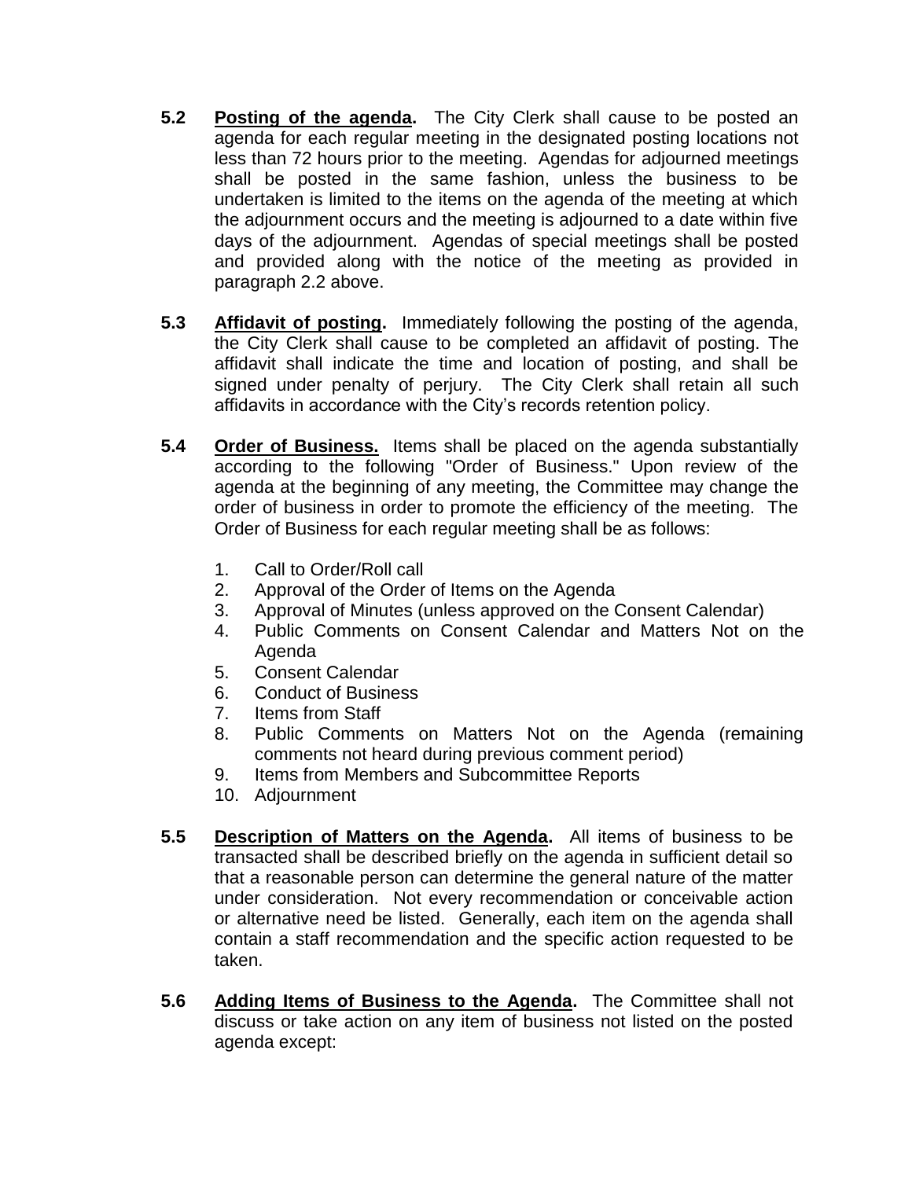**5.2** **Posting of the agenda.** The City Clerk shall cause to be posted an agenda for each regular meeting in the designated posting locations not less than 72 hours prior to the meeting. Agendas for adjourned meetings shall be posted in the same fashion, unless the business to be undertaken is limited to the items on the agenda of the meeting at which the adjournment occurs and the meeting is adjourned to a date within five days of the adjournment. Agendas of special meetings shall be posted and provided along with the notice of the meeting as provided in paragraph 2.2 above.

**5.3** **Affidavit of posting.** Immediately following the posting of the agenda, the City Clerk shall cause to be completed an affidavit of posting. The affidavit shall indicate the time and location of posting, and shall be signed under penalty of perjury. The City Clerk shall retain all such affidavits in accordance with the City's records retention policy.

**5.4** **Order of Business.** Items shall be placed on the agenda substantially according to the following "Order of Business." Upon review of the agenda at the beginning of any meeting, the Committee may change the order of business in order to promote the efficiency of the meeting. The Order of Business for each regular meeting shall be as follows:

1. Call to Order/Roll call
2. Approval of the Order of Items on the Agenda
3. Approval of Minutes (unless approved on the Consent Calendar)
4. Public Comments on Consent Calendar and Matters Not on the Agenda
5. Consent Calendar
6. Conduct of Business
7. Items from Staff
8. Public Comments on Matters Not on the Agenda (remaining comments not heard during previous comment period)
9. Items from Members and Subcommittee Reports
10. Adjournment

**5.5** **Description of Matters on the Agenda.** All items of business to be transacted shall be described briefly on the agenda in sufficient detail so that a reasonable person can determine the general nature of the matter under consideration. Not every recommendation or conceivable action or alternative need be listed. Generally, each item on the agenda shall contain a staff recommendation and the specific action requested to be taken.

**5.6** **Adding Items of Business to the Agenda.** The Committee shall not discuss or take action on any item of business not listed on the posted agenda except: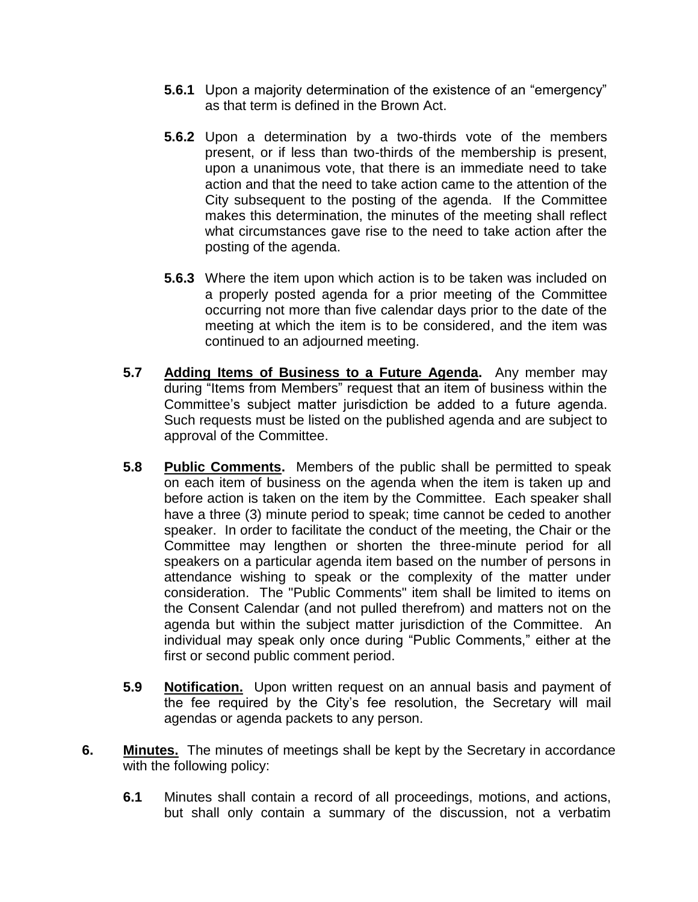**5.6.1** Upon a majority determination of the existence of an "emergency" as that term is defined in the Brown Act.

**5.6.2** Upon a determination by a two-thirds vote of the members present, or if less than two-thirds of the membership is present, upon a unanimous vote, that there is an immediate need to take action and that the need to take action came to the attention of the City subsequent to the posting of the agenda. If the Committee makes this determination, the minutes of the meeting shall reflect what circumstances gave rise to the need to take action after the posting of the agenda.

**5.6.3** Where the item upon which action is to be taken was included on a properly posted agenda for a prior meeting of the Committee occurring not more than five calendar days prior to the date of the meeting at which the item is to be considered, and the item was continued to an adjourned meeting.

**5.7** **Adding Items of Business to a Future Agenda.** Any member may during "Items from Members" request that an item of business within the Committee's subject matter jurisdiction be added to a future agenda. Such requests must be listed on the published agenda and are subject to approval of the Committee.

**5.8** **Public Comments.** Members of the public shall be permitted to speak on each item of business on the agenda when the item is taken up and before action is taken on the item by the Committee. Each speaker shall have a three (3) minute period to speak; time cannot be ceded to another speaker. In order to facilitate the conduct of the meeting, the Chair or the Committee may lengthen or shorten the three-minute period for all speakers on a particular agenda item based on the number of persons in attendance wishing to speak or the complexity of the matter under consideration. The "Public Comments" item shall be limited to items on the Consent Calendar (and not pulled therefrom) and matters not on the agenda but within the subject matter jurisdiction of the Committee. An individual may speak only once during "Public Comments," either at the first or second public comment period.

**5.9** **Notification.** Upon written request on an annual basis and payment of the fee required by the City's fee resolution, the Secretary will mail agendas or agenda packets to any person.

**6.** **Minutes.** The minutes of meetings shall be kept by the Secretary in accordance with the following policy:

**6.1** Minutes shall contain a record of all proceedings, motions, and actions, but shall only contain a summary of the discussion, not a verbatim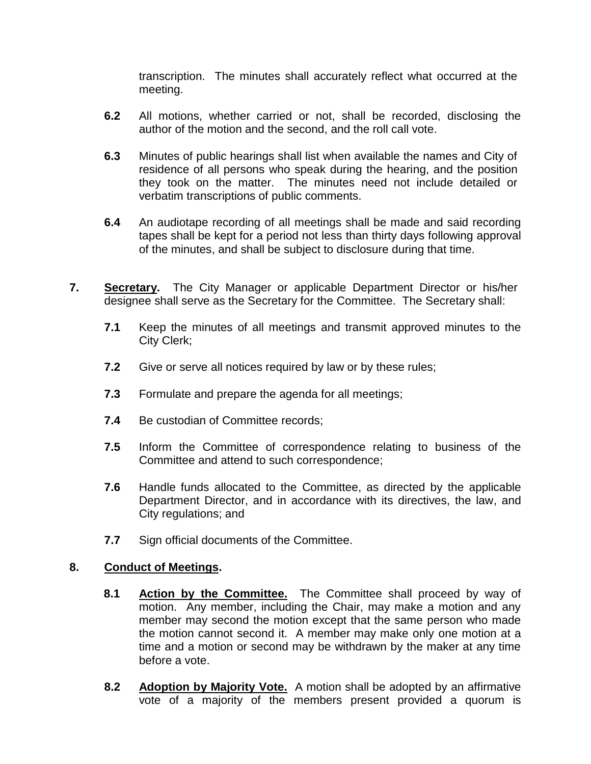transcription. The minutes shall accurately reflect what occurred at the meeting.

**6.2** All motions, whether carried or not, shall be recorded, disclosing the author of the motion and the second, and the roll call vote.

**6.3** Minutes of public hearings shall list when available the names and City of residence of all persons who speak during the hearing, and the position they took on the matter. The minutes need not include detailed or verbatim transcriptions of public comments.

**6.4** An audiotape recording of all meetings shall be made and said recording tapes shall be kept for a period not less than thirty days following approval of the minutes, and shall be subject to disclosure during that time.

**7.** **<u>Secretary</u>.** The City Manager or applicable Department Director or his/her designee shall serve as the Secretary for the Committee. The Secretary shall:

**7.1** Keep the minutes of all meetings and transmit approved minutes to the City Clerk;

**7.2** Give or serve all notices required by law or by these rules;

**7.3** Formulate and prepare the agenda for all meetings;

**7.4** Be custodian of Committee records;

**7.5** Inform the Committee of correspondence relating to business of the Committee and attend to such correspondence;

**7.6** Handle funds allocated to the Committee, as directed by the applicable Department Director, and in accordance with its directives, the law, and City regulations; and

**7.7** Sign official documents of the Committee.

**8.** **<u>Conduct of Meetings</u>.**

**8.1** **<u>Action by the Committee.</u>** The Committee shall proceed by way of motion. Any member, including the Chair, may make a motion and any member may second the motion except that the same person who made the motion cannot second it. A member may make only one motion at a time and a motion or second may be withdrawn by the maker at any time before a vote.

**8.2** **<u>Adoption by Majority Vote.</u>** A motion shall be adopted by an affirmative vote of a majority of the members present provided a quorum is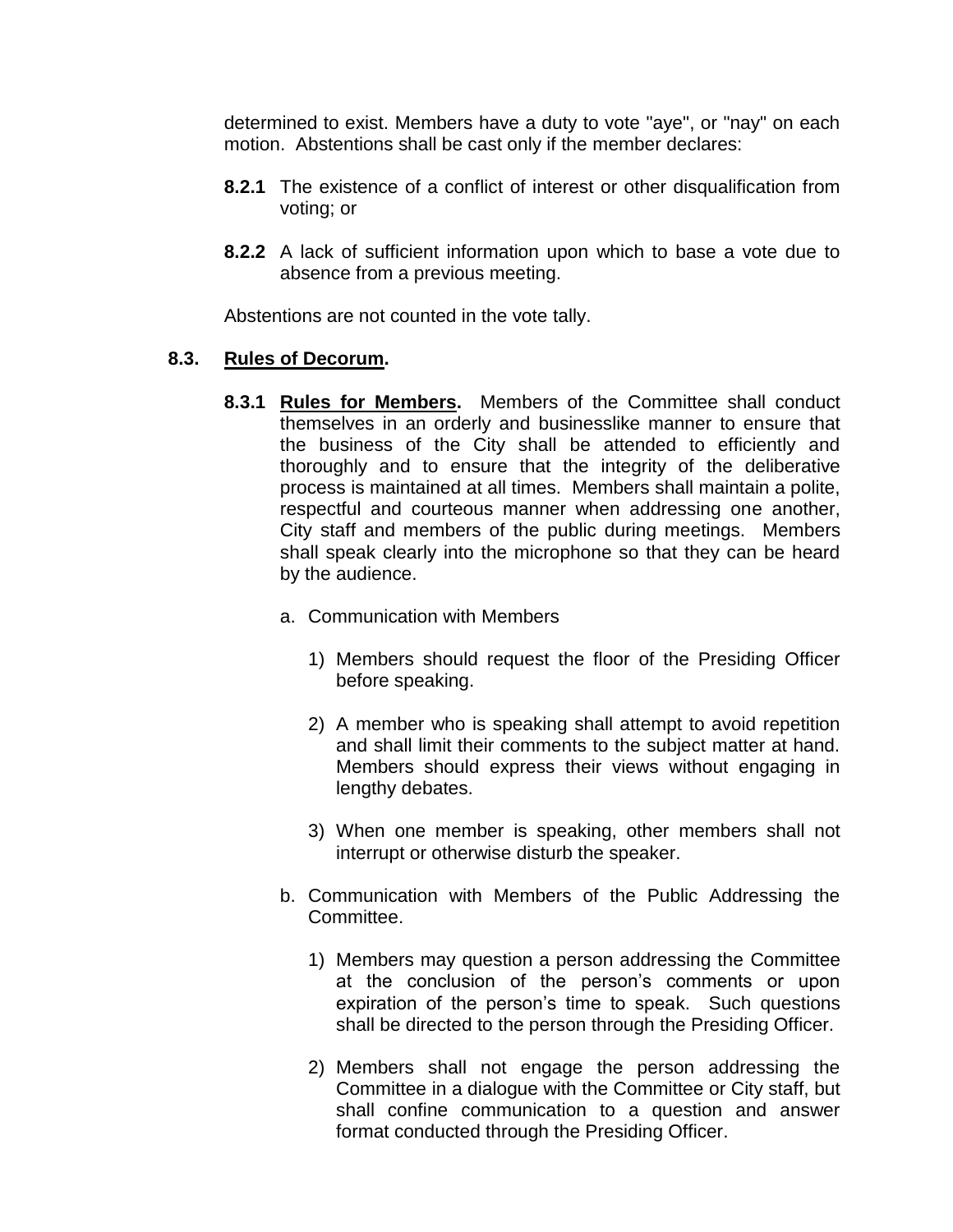determined to exist. Members have a duty to vote "aye", or "nay" on each motion. Abstentions shall be cast only if the member declares:

**8.2.1** The existence of a conflict of interest or other disqualification from voting; or

**8.2.2** A lack of sufficient information upon which to base a vote due to absence from a previous meeting.

Abstentions are not counted in the vote tally.

**8.3. <u>Rules of Decorum</u>.**

**8.3.1 <u>Rules for Members</u>.** Members of the Committee shall conduct themselves in an orderly and businesslike manner to ensure that the business of the City shall be attended to efficiently and thoroughly and to ensure that the integrity of the deliberative process is maintained at all times. Members shall maintain a polite, respectful and courteous manner when addressing one another, City staff and members of the public during meetings. Members shall speak clearly into the microphone so that they can be heard by the audience.

a. Communication with Members

1) Members should request the floor of the Presiding Officer before speaking.

2) A member who is speaking shall attempt to avoid repetition and shall limit their comments to the subject matter at hand. Members should express their views without engaging in lengthy debates.

3) When one member is speaking, other members shall not interrupt or otherwise disturb the speaker.

b. Communication with Members of the Public Addressing the Committee.

1) Members may question a person addressing the Committee at the conclusion of the person's comments or upon expiration of the person's time to speak. Such questions shall be directed to the person through the Presiding Officer.

2) Members shall not engage the person addressing the Committee in a dialogue with the Committee or City staff, but shall confine communication to a question and answer format conducted through the Presiding Officer.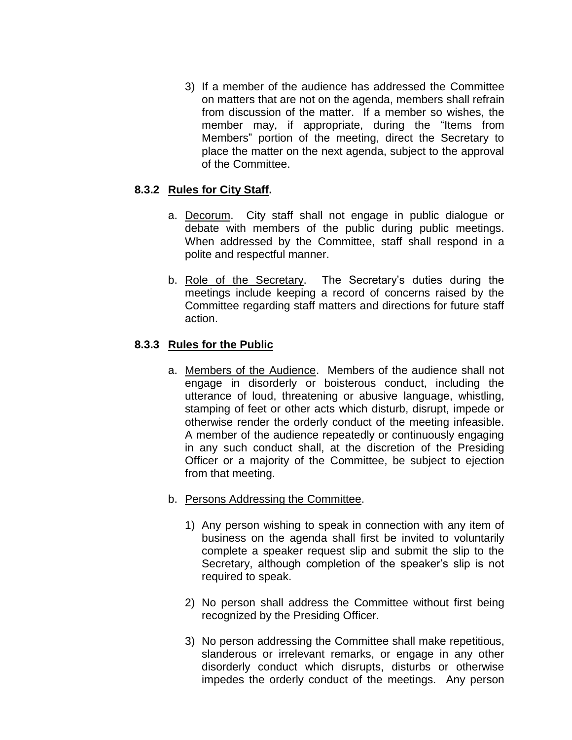3) If a member of the audience has addressed the Committee on matters that are not on the agenda, members shall refrain from discussion of the matter. If a member so wishes, the member may, if appropriate, during the "Items from Members" portion of the meeting, direct the Secretary to place the matter on the next agenda, subject to the approval of the Committee.

### 8.3.2 Rules for City Staff.

a. Decorum. City staff shall not engage in public dialogue or debate with members of the public during public meetings. When addressed by the Committee, staff shall respond in a polite and respectful manner.

b. Role of the Secretary. The Secretary's duties during the meetings include keeping a record of concerns raised by the Committee regarding staff matters and directions for future staff action.

### 8.3.3 Rules for the Public

a. Members of the Audience. Members of the audience shall not engage in disorderly or boisterous conduct, including the utterance of loud, threatening or abusive language, whistling, stamping of feet or other acts which disturb, disrupt, impede or otherwise render the orderly conduct of the meeting infeasible. A member of the audience repeatedly or continuously engaging in any such conduct shall, at the discretion of the Presiding Officer or a majority of the Committee, be subject to ejection from that meeting.

b. Persons Addressing the Committee.

1) Any person wishing to speak in connection with any item of business on the agenda shall first be invited to voluntarily complete a speaker request slip and submit the slip to the Secretary, although completion of the speaker's slip is not required to speak.

2) No person shall address the Committee without first being recognized by the Presiding Officer.

3) No person addressing the Committee shall make repetitious, slanderous or irrelevant remarks, or engage in any other disorderly conduct which disrupts, disturbs or otherwise impedes the orderly conduct of the meetings. Any person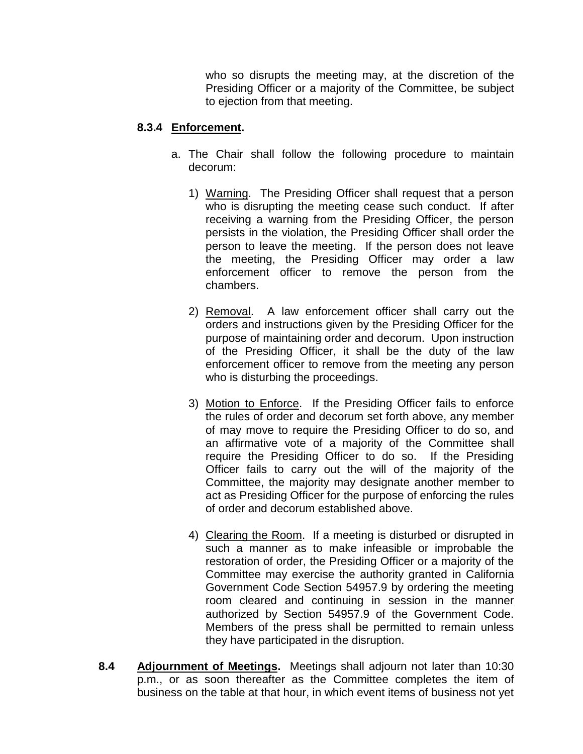who so disrupts the meeting may, at the discretion of the Presiding Officer or a majority of the Committee, be subject to ejection from that meeting.

**8.3.4 Enforcement.**

a. The Chair shall follow the following procedure to maintain decorum:

1) Warning. The Presiding Officer shall request that a person who is disrupting the meeting cease such conduct. If after receiving a warning from the Presiding Officer, the person persists in the violation, the Presiding Officer shall order the person to leave the meeting. If the person does not leave the meeting, the Presiding Officer may order a law enforcement officer to remove the person from the chambers.

2) Removal. A law enforcement officer shall carry out the orders and instructions given by the Presiding Officer for the purpose of maintaining order and decorum. Upon instruction of the Presiding Officer, it shall be the duty of the law enforcement officer to remove from the meeting any person who is disturbing the proceedings.

3) Motion to Enforce. If the Presiding Officer fails to enforce the rules of order and decorum set forth above, any member of may move to require the Presiding Officer to do so, and an affirmative vote of a majority of the Committee shall require the Presiding Officer to do so. If the Presiding Officer fails to carry out the will of the majority of the Committee, the majority may designate another member to act as Presiding Officer for the purpose of enforcing the rules of order and decorum established above.

4) Clearing the Room. If a meeting is disturbed or disrupted in such a manner as to make infeasible or improbable the restoration of order, the Presiding Officer or a majority of the Committee may exercise the authority granted in California Government Code Section 54957.9 by ordering the meeting room cleared and continuing in session in the manner authorized by Section 54957.9 of the Government Code. Members of the press shall be permitted to remain unless they have participated in the disruption.

**8.4 Adjournment of Meetings.** Meetings shall adjourn not later than 10:30 p.m., or as soon thereafter as the Committee completes the item of business on the table at that hour, in which event items of business not yet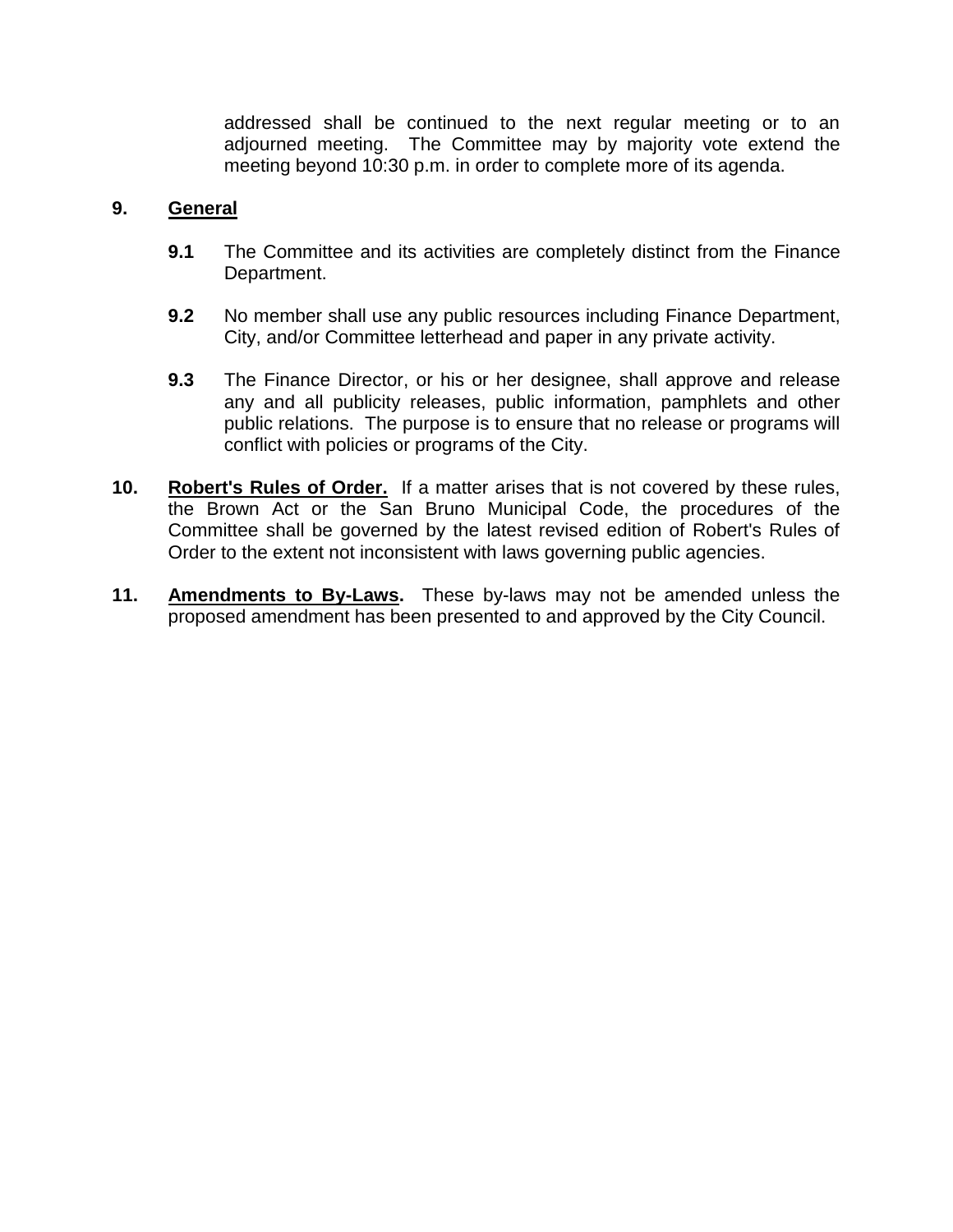addressed shall be continued to the next regular meeting or to an adjourned meeting. The Committee may by majority vote extend the meeting beyond 10:30 p.m. in order to complete more of its agenda.

**9. General**

**9.1** The Committee and its activities are completely distinct from the Finance Department.

**9.2** No member shall use any public resources including Finance Department, City, and/or Committee letterhead and paper in any private activity.

**9.3** The Finance Director, or his or her designee, shall approve and release any and all publicity releases, public information, pamphlets and other public relations. The purpose is to ensure that no release or programs will conflict with policies or programs of the City.

**10. Robert's Rules of Order.** If a matter arises that is not covered by these rules, the Brown Act or the San Bruno Municipal Code, the procedures of the Committee shall be governed by the latest revised edition of Robert's Rules of Order to the extent not inconsistent with laws governing public agencies.

**11. Amendments to By-Laws.** These by-laws may not be amended unless the proposed amendment has been presented to and approved by the City Council.